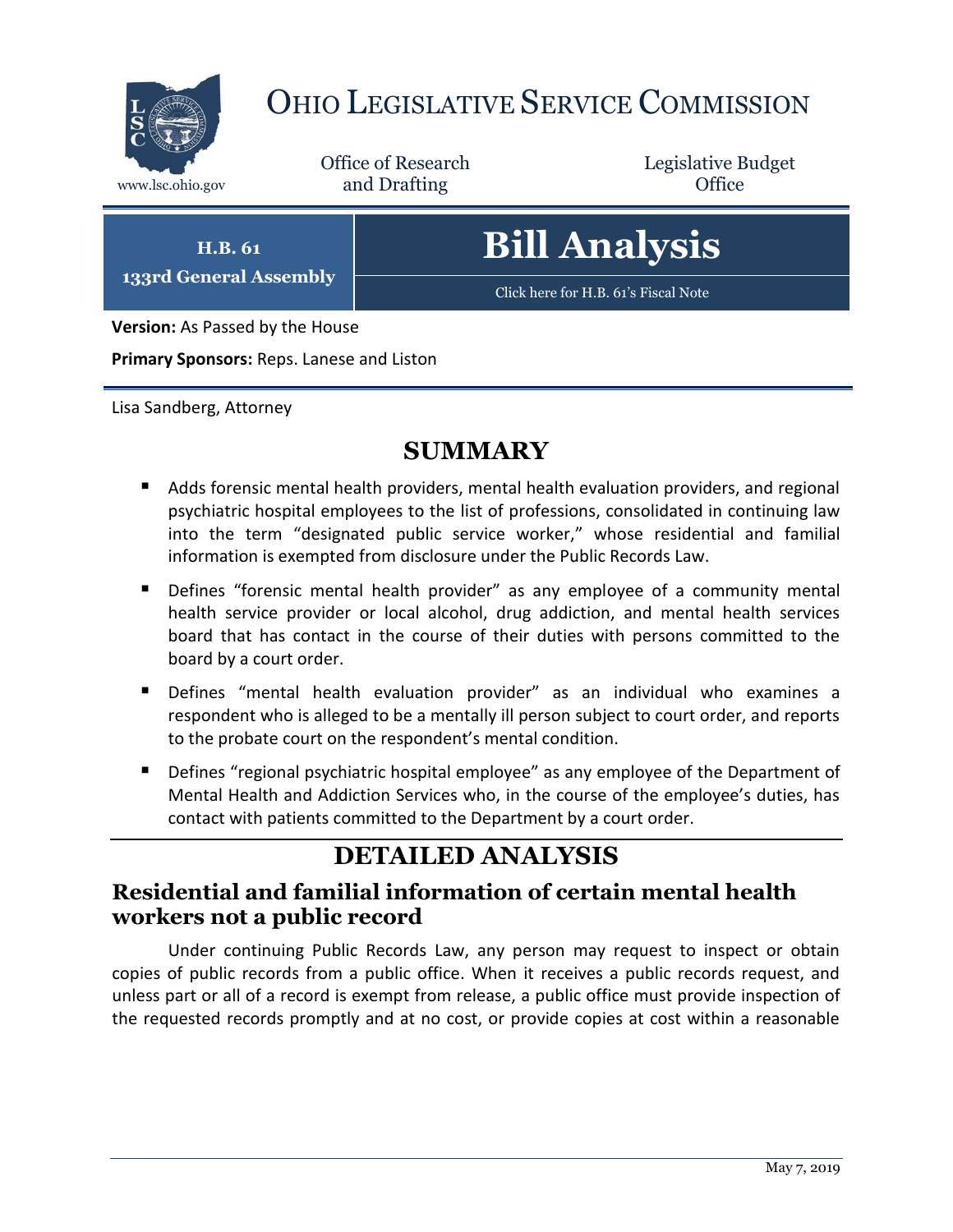# OHIO LEGISLATIVE SERVICE COMMISSION

www.lsc.ohio.gov

Office of Research and Drafting

Legislative Budget Office

**H.B. 61**
**133rd General Assembly**

# Bill Analysis

Click here for H.B. 61's Fiscal Note

**Version:** As Passed by the House

**Primary Sponsors:** Reps. Lanese and Liston

Lisa Sandberg, Attorney

## SUMMARY

- Adds forensic mental health providers, mental health evaluation providers, and regional psychiatric hospital employees to the list of professions, consolidated in continuing law into the term "designated public service worker," whose residential and familial information is exempted from disclosure under the Public Records Law.
- Defines "forensic mental health provider" as any employee of a community mental health service provider or local alcohol, drug addiction, and mental health services board that has contact in the course of their duties with persons committed to the board by a court order.
- Defines "mental health evaluation provider" as an individual who examines a respondent who is alleged to be a mentally ill person subject to court order, and reports to the probate court on the respondent's mental condition.
- Defines "regional psychiatric hospital employee" as any employee of the Department of Mental Health and Addiction Services who, in the course of the employee's duties, has contact with patients committed to the Department by a court order.

## DETAILED ANALYSIS

### Residential and familial information of certain mental health workers not a public record

Under continuing Public Records Law, any person may request to inspect or obtain copies of public records from a public office. When it receives a public records request, and unless part or all of a record is exempt from release, a public office must provide inspection of the requested records promptly and at no cost, or provide copies at cost within a reasonable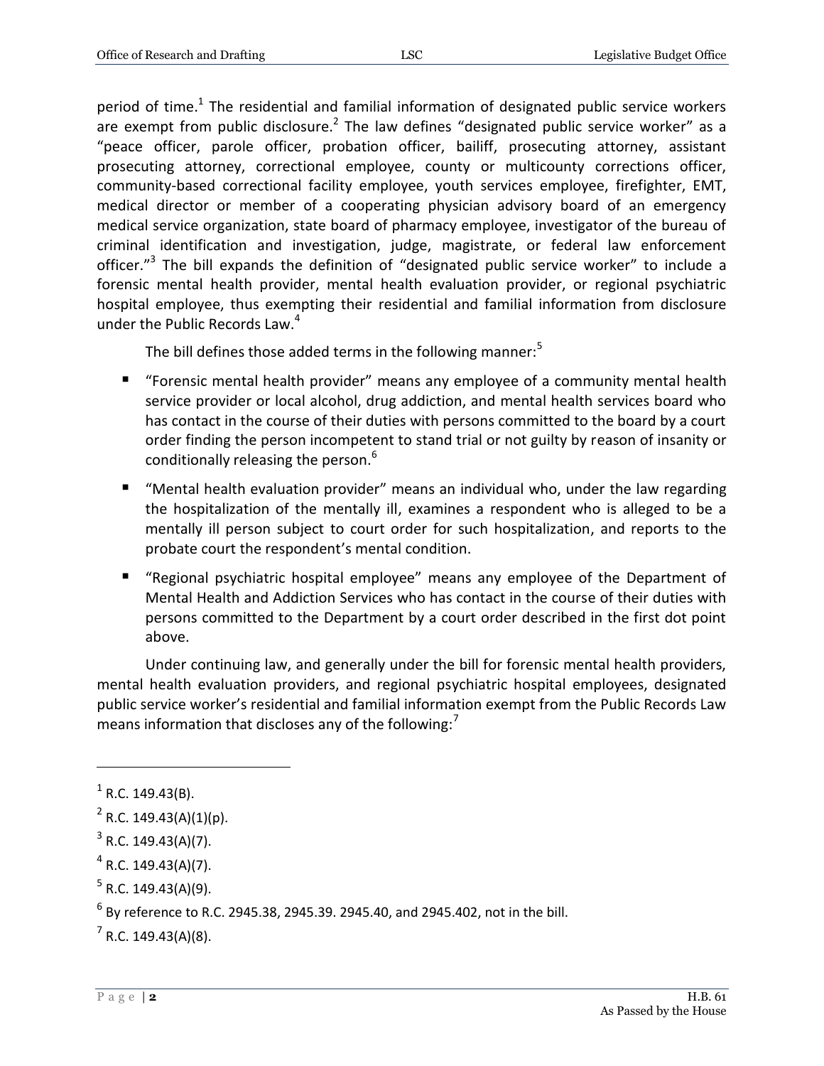period of time.[1] The residential and familial information of designated public service workers are exempt from public disclosure.[2] The law defines "designated public service worker" as a "peace officer, parole officer, probation officer, bailiff, prosecuting attorney, assistant prosecuting attorney, correctional employee, county or multicounty corrections officer, community-based correctional facility employee, youth services employee, firefighter, EMT, medical director or member of a cooperating physician advisory board of an emergency medical service organization, state board of pharmacy employee, investigator of the bureau of criminal identification and investigation, judge, magistrate, or federal law enforcement officer."[3] The bill expands the definition of "designated public service worker" to include a forensic mental health provider, mental health evaluation provider, or regional psychiatric hospital employee, thus exempting their residential and familial information from disclosure under the Public Records Law.[4]

The bill defines those added terms in the following manner:[5]

- "Forensic mental health provider" means any employee of a community mental health service provider or local alcohol, drug addiction, and mental health services board who has contact in the course of their duties with persons committed to the board by a court order finding the person incompetent to stand trial or not guilty by reason of insanity or conditionally releasing the person.[6]
- "Mental health evaluation provider" means an individual who, under the law regarding the hospitalization of the mentally ill, examines a respondent who is alleged to be a mentally ill person subject to court order for such hospitalization, and reports to the probate court the respondent's mental condition.
- "Regional psychiatric hospital employee" means any employee of the Department of Mental Health and Addiction Services who has contact in the course of their duties with persons committed to the Department by a court order described in the first dot point above.

Under continuing law, and generally under the bill for forensic mental health providers, mental health evaluation providers, and regional psychiatric hospital employees, designated public service worker's residential and familial information exempt from the Public Records Law means information that discloses any of the following:[7]

---

[1] R.C. 149.43(B).

[2] R.C. 149.43(A)(1)(p).

[3] R.C. 149.43(A)(7).

[4] R.C. 149.43(A)(7).

[5] R.C. 149.43(A)(9).

[6] By reference to R.C. 2945.38, 2945.39. 2945.40, and 2945.402, not in the bill.

[7] R.C. 149.43(A)(8).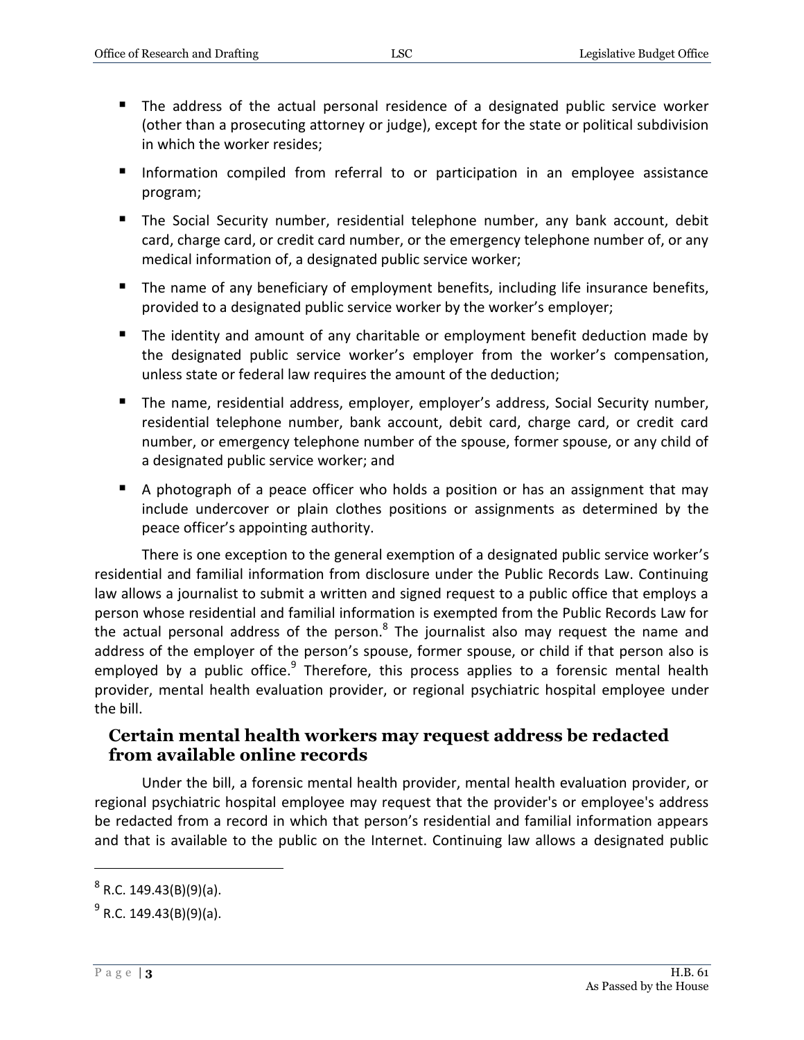- The address of the actual personal residence of a designated public service worker (other than a prosecuting attorney or judge), except for the state or political subdivision in which the worker resides;
- Information compiled from referral to or participation in an employee assistance program;
- The Social Security number, residential telephone number, any bank account, debit card, charge card, or credit card number, or the emergency telephone number of, or any medical information of, a designated public service worker;
- The name of any beneficiary of employment benefits, including life insurance benefits, provided to a designated public service worker by the worker's employer;
- The identity and amount of any charitable or employment benefit deduction made by the designated public service worker's employer from the worker's compensation, unless state or federal law requires the amount of the deduction;
- The name, residential address, employer, employer's address, Social Security number, residential telephone number, bank account, debit card, charge card, or credit card number, or emergency telephone number of the spouse, former spouse, or any child of a designated public service worker; and
- A photograph of a peace officer who holds a position or has an assignment that may include undercover or plain clothes positions or assignments as determined by the peace officer's appointing authority.

There is one exception to the general exemption of a designated public service worker's residential and familial information from disclosure under the Public Records Law. Continuing law allows a journalist to submit a written and signed request to a public office that employs a person whose residential and familial information is exempted from the Public Records Law for the actual personal address of the person.[8] The journalist also may request the name and address of the employer of the person's spouse, former spouse, or child if that person also is employed by a public office.[9] Therefore, this process applies to a forensic mental health provider, mental health evaluation provider, or regional psychiatric hospital employee under the bill.

## Certain mental health workers may request address be redacted from available online records

Under the bill, a forensic mental health provider, mental health evaluation provider, or regional psychiatric hospital employee may request that the provider's or employee's address be redacted from a record in which that person's residential and familial information appears and that is available to the public on the Internet. Continuing law allows a designated public

---

[8] R.C. 149.43(B)(9)(a).

[9] R.C. 149.43(B)(9)(a).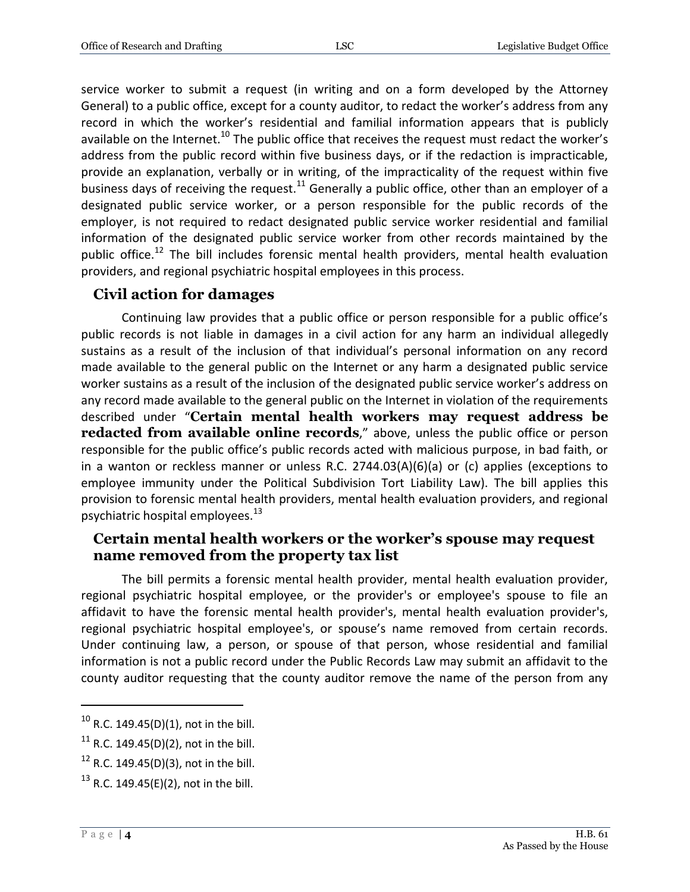service worker to submit a request (in writing and on a form developed by the Attorney General) to a public office, except for a county auditor, to redact the worker's address from any record in which the worker's residential and familial information appears that is publicly available on the Internet.[10] The public office that receives the request must redact the worker's address from the public record within five business days, or if the redaction is impracticable, provide an explanation, verbally or in writing, of the impracticality of the request within five business days of receiving the request.[11] Generally a public office, other than an employer of a designated public service worker, or a person responsible for the public records of the employer, is not required to redact designated public service worker residential and familial information of the designated public service worker from other records maintained by the public office.[12] The bill includes forensic mental health providers, mental health evaluation providers, and regional psychiatric hospital employees in this process.

## Civil action for damages

Continuing law provides that a public office or person responsible for a public office's public records is not liable in damages in a civil action for any harm an individual allegedly sustains as a result of the inclusion of that individual's personal information on any record made available to the general public on the Internet or any harm a designated public service worker sustains as a result of the inclusion of the designated public service worker's address on any record made available to the general public on the Internet in violation of the requirements described under "**Certain mental health workers may request address be redacted from available online records**," above, unless the public office or person responsible for the public office's public records acted with malicious purpose, in bad faith, or in a wanton or reckless manner or unless R.C. 2744.03(A)(6)(a) or (c) applies (exceptions to employee immunity under the Political Subdivision Tort Liability Law). The bill applies this provision to forensic mental health providers, mental health evaluation providers, and regional psychiatric hospital employees.[13]

## Certain mental health workers or the worker's spouse may request name removed from the property tax list

The bill permits a forensic mental health provider, mental health evaluation provider, regional psychiatric hospital employee, or the provider's or employee's spouse to file an affidavit to have the forensic mental health provider's, mental health evaluation provider's, regional psychiatric hospital employee's, or spouse's name removed from certain records. Under continuing law, a person, or spouse of that person, whose residential and familial information is not a public record under the Public Records Law may submit an affidavit to the county auditor requesting that the county auditor remove the name of the person from any

---

[10] R.C. 149.45(D)(1), not in the bill.

[11] R.C. 149.45(D)(2), not in the bill.

[12] R.C. 149.45(D)(3), not in the bill.

[13] R.C. 149.45(E)(2), not in the bill.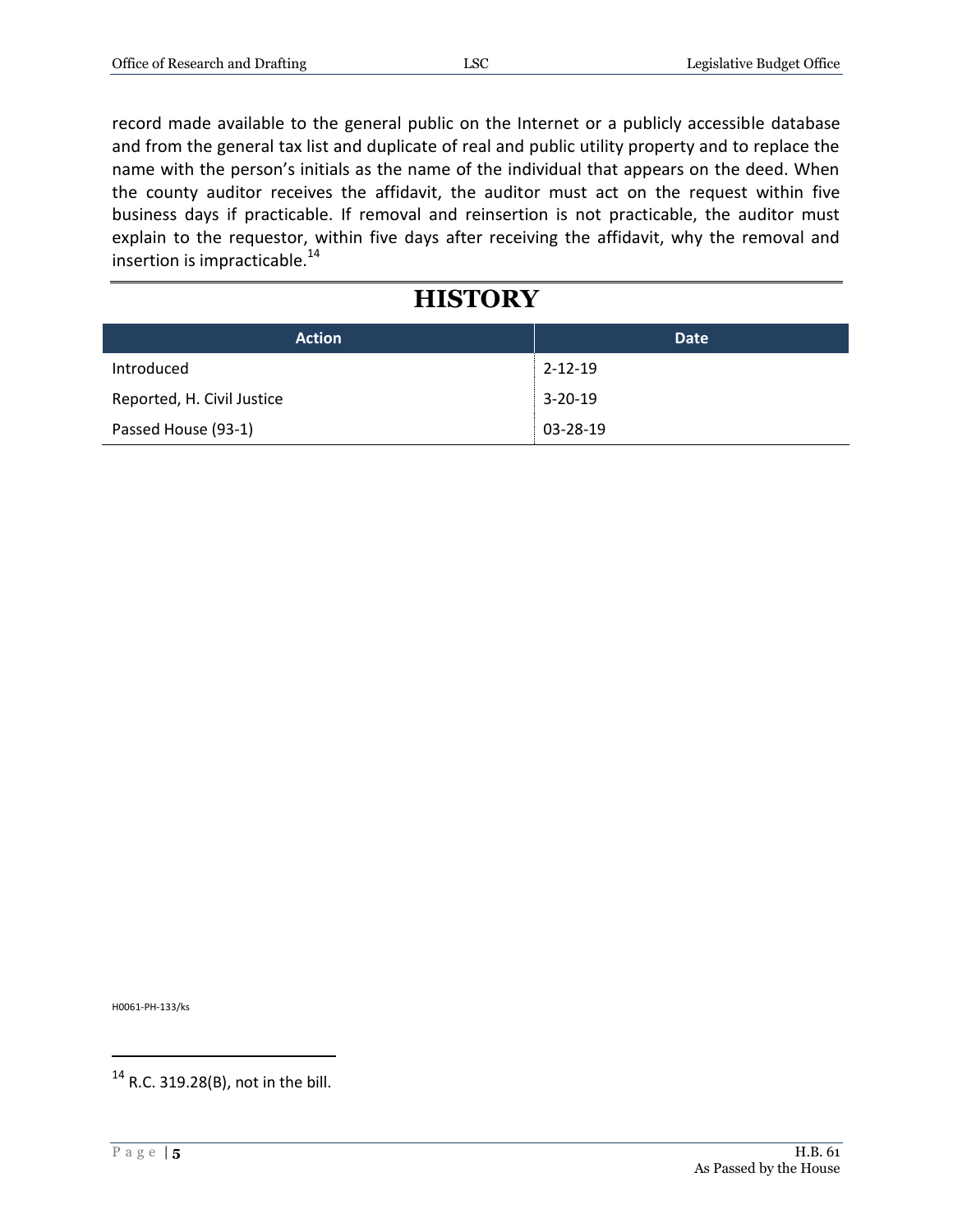record made available to the general public on the Internet or a publicly accessible database and from the general tax list and duplicate of real and public utility property and to replace the name with the person's initials as the name of the individual that appears on the deed. When the county auditor receives the affidavit, the auditor must act on the request within five business days if practicable. If removal and reinsertion is not practicable, the auditor must explain to the requestor, within five days after receiving the affidavit, why the removal and insertion is impracticable.[14]

# HISTORY

| Action | Date |
|---|---|
| Introduced | 2-12-19 |
| Reported, H. Civil Justice | 3-20-19 |
| Passed House (93-1) | 03-28-19 |

H0061-PH-133/ks

[14] R.C. 319.28(B), not in the bill.